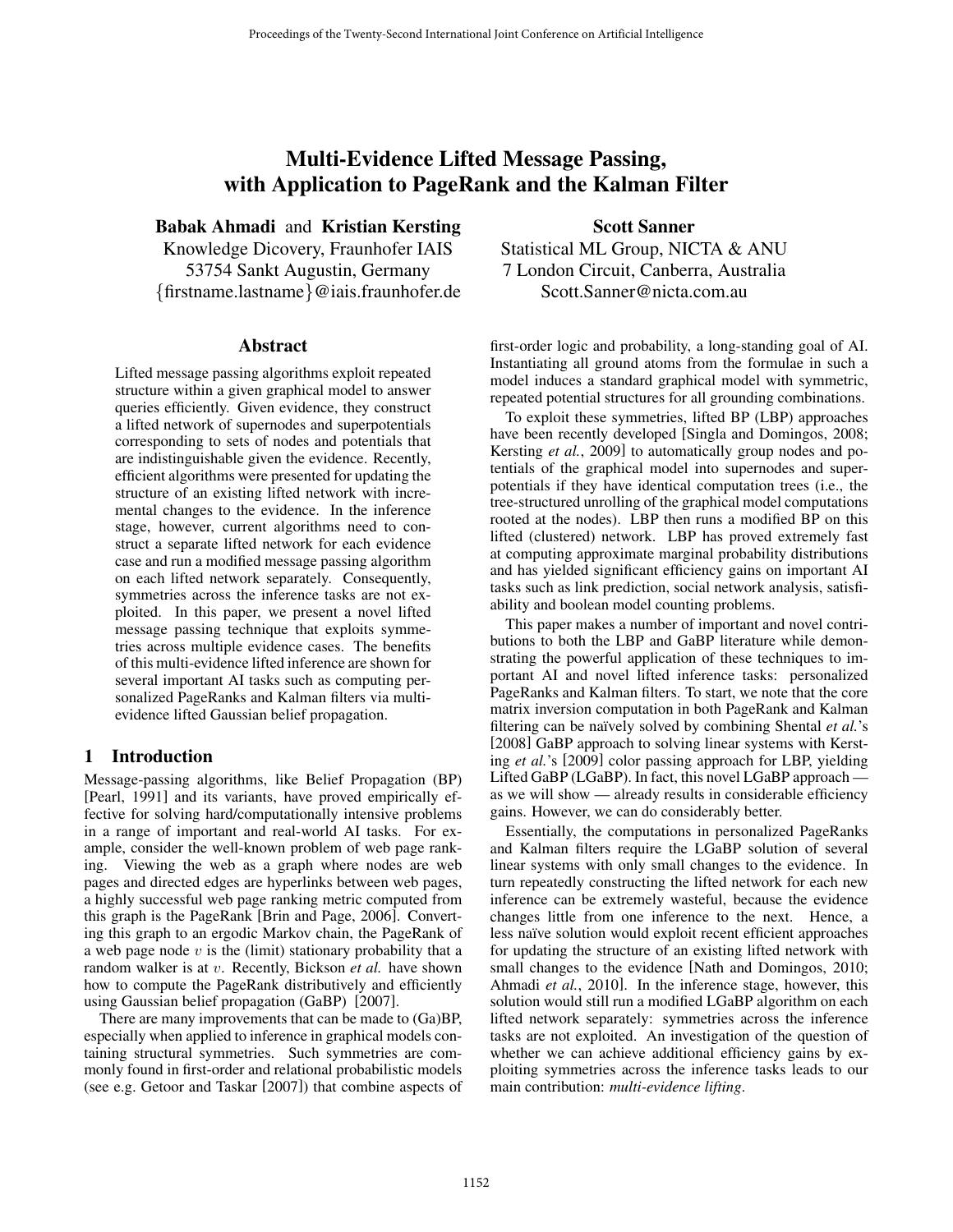# Multi-Evidence Lifted Message Passing, with Application to PageRank and the Kalman Filter

**Babak Ahmadi** and **Kristian Kersting**
Knowledge Dicovery, Fraunhofer IAIS
53754 Sankt Augustin, Germany
{firstname.lastname}@iais.fraunhofer.de

**Scott Sanner**
Statistical ML Group, NICTA & ANU
7 London Circuit, Canberra, Australia
Scott.Sanner@nicta.com.au

## Abstract

Lifted message passing algorithms exploit repeated structure within a given graphical model to answer queries efficiently. Given evidence, they construct a lifted network of supernodes and superpotentials corresponding to sets of nodes and potentials that are indistinguishable given the evidence. Recently, efficient algorithms were presented for updating the structure of an existing lifted network with incremental changes to the evidence. In the inference stage, however, current algorithms need to construct a separate lifted network for each evidence case and run a modified message passing algorithm on each lifted network separately. Consequently, symmetries across the inference tasks are not exploited. In this paper, we present a novel lifted message passing technique that exploits symmetries across multiple evidence cases. The benefits of this multi-evidence lifted inference are shown for several important AI tasks such as computing personalized PageRanks and Kalman filters via multi-evidence lifted Gaussian belief propagation.

## 1 Introduction

Message-passing algorithms, like Belief Propagation (BP) [Pearl, 1991] and its variants, have proved empirically effective for solving hard/computationally intensive problems in a range of important and real-world AI tasks. For example, consider the well-known problem of web page ranking. Viewing the web as a graph where nodes are web pages and directed edges are hyperlinks between web pages, a highly successful web page ranking metric computed from this graph is the PageRank [Brin and Page, 2006]. Converting this graph to an ergodic Markov chain, the PageRank of a web page node $v$ is the (limit) stationary probability that a random walker is at $v$. Recently, Bickson *et al.* have shown how to compute the PageRank distributively and efficiently using Gaussian belief propagation (GaBP) [2007].

There are many improvements that can be made to (Ga)BP, especially when applied to inference in graphical models containing structural symmetries. Such symmetries are commonly found in first-order and relational probabilistic models (see e.g. Getoor and Taskar [2007]) that combine aspects of first-order logic and probability, a long-standing goal of AI. Instantiating all ground atoms from the formulae in such a model induces a standard graphical model with symmetric, repeated potential structures for all grounding combinations.

To exploit these symmetries, lifted BP (LBP) approaches have been recently developed [Singla and Domingos, 2008; Kersting *et al.*, 2009] to automatically group nodes and potentials of the graphical model into supernodes and superpotentials if they have identical computation trees (i.e., the tree-structured unrolling of the graphical model computations rooted at the nodes). LBP then runs a modified BP on this lifted (clustered) network. LBP has proved extremely fast at computing approximate marginal probability distributions and has yielded significant efficiency gains on important AI tasks such as link prediction, social network analysis, satisfiability and boolean model counting problems.

This paper makes a number of important and novel contributions to both the LBP and GaBP literature while demonstrating the powerful application of these techniques to important AI and novel lifted inference tasks: personalized PageRanks and Kalman filters. To start, we note that the core matrix inversion computation in both PageRank and Kalman filtering can be naïvely solved by combining Shental *et al.*'s [2008] GaBP approach to solving linear systems with Kersting *et al.*'s [2009] color passing approach for LBP, yielding Lifted GaBP (LGaBP). In fact, this novel LGaBP approach — as we will show — already results in considerable efficiency gains. However, we can do considerably better.

Essentially, the computations in personalized PageRanks and Kalman filters require the LGaBP solution of several linear systems with only small changes to the evidence. In turn repeatedly constructing the lifted network for each new inference can be extremely wasteful, because the evidence changes little from one inference to the next. Hence, a less naïve solution would exploit recent efficient approaches for updating the structure of an existing lifted network with small changes to the evidence [Nath and Domingos, 2010; Ahmadi *et al.*, 2010]. In the inference stage, however, this solution would still run a modified LGaBP algorithm on each lifted network separately: symmetries across the inference tasks are not exploited. An investigation of the question of whether we can achieve additional efficiency gains by exploiting symmetries across the inference tasks leads to our main contribution: *multi-evidence lifting*.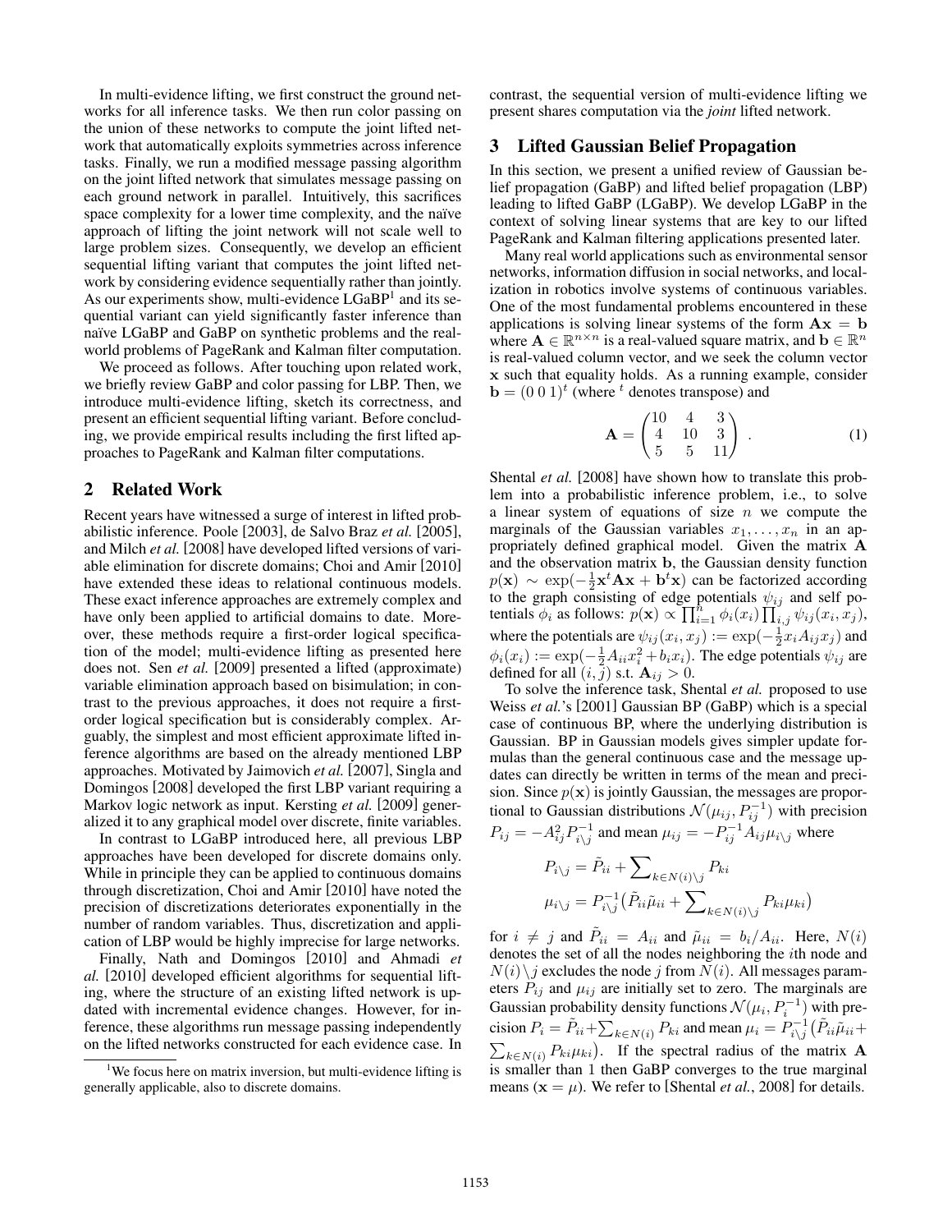In multi-evidence lifting, we first construct the ground networks for all inference tasks. We then run color passing on the union of these networks to compute the joint lifted network that automatically exploits symmetries across inference tasks. Finally, we run a modified message passing algorithm on the joint lifted network that simulates message passing on each ground network in parallel. Intuitively, this sacrifices space complexity for a lower time complexity, and the naïve approach of lifting the joint network will not scale well to large problem sizes. Consequently, we develop an efficient sequential lifting variant that computes the joint lifted network by considering evidence sequentially rather than jointly. As our experiments show, multi-evidence LGaBP[1] and its sequential variant can yield significantly faster inference than naïve LGaBP and GaBP on synthetic problems and the real-world problems of PageRank and Kalman filter computation.

We proceed as follows. After touching upon related work, we briefly review GaBP and color passing for LBP. Then, we introduce multi-evidence lifting, sketch its correctness, and present an efficient sequential lifting variant. Before concluding, we provide empirical results including the first lifted approaches to PageRank and Kalman filter computations.

## 2 Related Work

Recent years have witnessed a surge of interest in lifted probabilistic inference. Poole [2003], de Salvo Braz *et al.* [2005], and Milch *et al.* [2008] have developed lifted versions of variable elimination for discrete domains; Choi and Amir [2010] have extended these ideas to relational continuous models. These exact inference approaches are extremely complex and have only been applied to artificial domains to date. Moreover, these methods require a first-order logical specification of the model; multi-evidence lifting as presented here does not. Sen *et al.* [2009] presented a lifted (approximate) variable elimination approach based on bisimulation; in contrast to the previous approaches, it does not require a first-order logical specification but is considerably complex. Arguably, the simplest and most efficient approximate lifted inference algorithms are based on the already mentioned LBP approaches. Motivated by Jaimovich *et al.* [2007], Singla and Domingos [2008] developed the first LBP variant requiring a Markov logic network as input. Kersting *et al.* [2009] generalized it to any graphical model over discrete, finite variables.

In contrast to LGaBP introduced here, all previous LBP approaches have been developed for discrete domains only. While in principle they can be applied to continuous domains through discretization, Choi and Amir [2010] have noted the precision of discretizations deteriorates exponentially in the number of random variables. Thus, discretization and application of LBP would be highly imprecise for large networks.

Finally, Nath and Domingos [2010] and Ahmadi *et al.* [2010] developed efficient algorithms for sequential lifting, where the structure of an existing lifted network is updated with incremental evidence changes. However, for inference, these algorithms run message passing independently on the lifted networks constructed for each evidence case. In contrast, the sequential version of multi-evidence lifting we present shares computation via the *joint* lifted network.

[1]We focus here on matrix inversion, but multi-evidence lifting is generally applicable, also to discrete domains.

## 3 Lifted Gaussian Belief Propagation

In this section, we present a unified review of Gaussian belief propagation (GaBP) and lifted belief propagation (LBP) leading to lifted GaBP (LGaBP). We develop LGaBP in the context of solving linear systems that are key to our lifted PageRank and Kalman filtering applications presented later.

Many real world applications such as environmental sensor networks, information diffusion in social networks, and localization in robotics involve systems of continuous variables. One of the most fundamental problems encountered in these applications is solving linear systems of the form $\mathbf{A}\mathbf{x} = \mathbf{b}$ where $\mathbf{A} \in \mathbb{R}^{n \times n}$ is a real-valued square matrix, and $\mathbf{b} \in \mathbb{R}^n$ is real-valued column vector, and we seek the column vector $\mathbf{x}$ such that equality holds. As a running example, consider $\mathbf{b} = (0\ 0\ 1)^t$ (where $^t$ denotes transpose) and

$$\mathbf{A} = \begin{pmatrix} 10 & 4 & 3 \\ 4 & 10 & 3 \\ 5 & 5 & 11 \end{pmatrix} . \tag{1}$$

Shental *et al.* [2008] have shown how to translate this problem into a probabilistic inference problem, i.e., to solve a linear system of equations of size $n$ we compute the marginals of the Gaussian variables $x_1, \ldots, x_n$ in an appropriately defined graphical model. Given the matrix $\mathbf{A}$ and the observation matrix $\mathbf{b}$, the Gaussian density function $p(\mathbf{x}) \sim \exp(-\frac{1}{2}\mathbf{x}^t\mathbf{A}\mathbf{x} + \mathbf{b}^t\mathbf{x})$ can be factorized according to the graph consisting of edge potentials $\psi_{ij}$ and self potentials $\phi_i$ as follows: $p(\mathbf{x}) \propto \prod_{i=1}^{n} \phi_i(x_i) \prod_{i,j} \psi_{ij}(x_i, x_j)$, where the potentials are $\psi_{ij}(x_i, x_j) := \exp(-\frac{1}{2}x_i A_{ij} x_j)$ and $\phi_i(x_i) := \exp(-\frac{1}{2}A_{ii}x_i^2 + b_i x_i)$. The edge potentials $\psi_{ij}$ are defined for all $(i, j)$ s.t. $\mathbf{A}_{ij} > 0$.

To solve the inference task, Shental *et al.* proposed to use Weiss *et al.*'s [2001] Gaussian BP (GaBP) which is a special case of continuous BP, where the underlying distribution is Gaussian. BP in Gaussian models gives simpler update formulas than the general continuous case and the message updates can directly be written in terms of the mean and precision. Since $p(\mathbf{x})$ is jointly Gaussian, the messages are proportional to Gaussian distributions $\mathcal{N}(\mu_{ij}, P_{ij}^{-1})$ with precision $P_{ij} = -A_{ij}^2 P_{i\setminus j}^{-1}$ and mean $\mu_{ij} = -P_{ij}^{-1} A_{ij} \mu_{i \setminus j}$ where

$$P_{i\setminus j} = \tilde{P}_{ii} + \sum\nolimits_{k \in N(i)\setminus j} P_{ki}$$

$$\mu_{i\setminus j} = P_{i\setminus j}^{-1}\big(\tilde{P}_{ii}\tilde{\mu}_{ii} + \sum\nolimits_{k \in N(i)\setminus j} P_{ki}\mu_{ki}\big)$$

for $i \neq j$ and $\tilde{P}_{ii} = A_{ii}$ and $\tilde{\mu}_{ii} = b_i / A_{ii}$. Here, $N(i)$ denotes the set of all the nodes neighboring the $i$th node and $N(i)\setminus j$ excludes the node $j$ from $N(i)$. All messages parameters $P_{ij}$ and $\mu_{ij}$ are initially set to zero. The marginals are Gaussian probability density functions $\mathcal{N}(\mu_i, P_i^{-1})$ with precision $P_i = \tilde{P}_{ii} + \sum_{k \in N(i)} P_{ki}$ and mean $\mu_i = P_{i\setminus j}^{-1}\big(\tilde{P}_{ii}\tilde{\mu}_{ii} + \sum_{k \in N(i)} P_{ki}\mu_{ki}\big)$. If the spectral radius of the matrix $\mathbf{A}$ is smaller than 1 then GaBP converges to the true marginal means ($\mathbf{x} = \mu$). We refer to [Shental *et al.*, 2008] for details.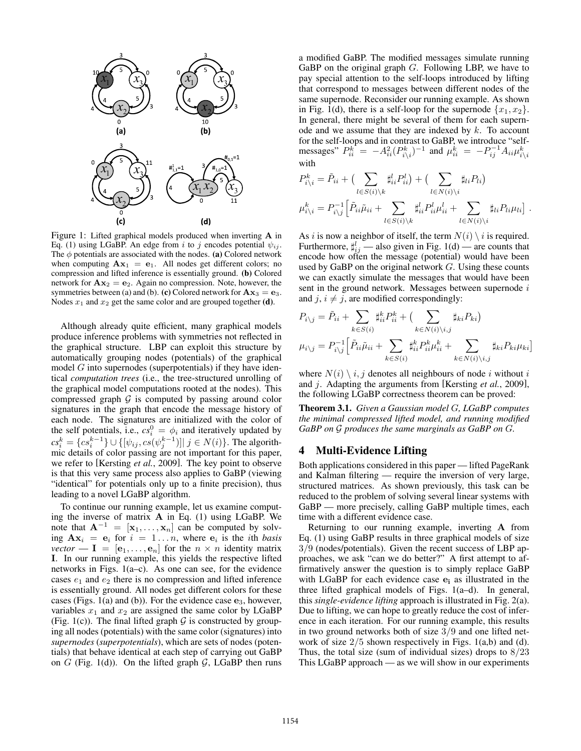Figure 1: Lifted graphical models produced when inverting $\mathbf{A}$ in Eq. (1) using LGaBP. An edge from $i$ to $j$ encodes potential $\psi_{ij}$. The $\phi$ potentials are associated with the nodes. **(a)** Colored network when computing $\mathbf{A}\mathbf{x}_1 = \mathbf{e}_1$. All nodes get different colors; no compression and lifted inference is essentially ground. **(b)** Colored network for $\mathbf{A}\mathbf{x}_2 = \mathbf{e}_2$. Again no compression. Note, however, the symmetries between (a) and (b). **(c)** Colored network for $\mathbf{A}\mathbf{x}_3 = \mathbf{e}_3$. Nodes $x_1$ and $x_2$ get the same color and are grouped together **(d)**.

Although already quite efficient, many graphical models produce inference problems with symmetries not reflected in the graphical structure. LBP can exploit this structure by automatically grouping nodes (potentials) of the graphical model $G$ into supernodes (superpotentials) if they have identical *computation trees* (i.e., the tree-structured unrolling of the graphical model computations rooted at the nodes). This compressed graph $\mathcal{G}$ is computed by passing around color signatures in the graph that encode the message history of each node. The signatures are initialized with the color of the self potentials, i.e., $cs_i^0 = \phi_i$ and iteratively updated by $cs_i^k = \{cs_i^{k-1}\} \cup \{[\psi_{ij}, cs(\psi_j^{k-1})] | \, j \in N(i)\}$. The algorithmic details of color passing are not important for this paper, we refer to [Kersting *et al.*, 2009]. The key point to observe is that this very same process also applies to GaBP (viewing "identical" for potentials only up to a finite precision), thus leading to a novel LGaBP algorithm.

To continue our running example, let us examine computing the inverse of matrix $\mathbf{A}$ in Eq. (1) using LGaBP. We note that $\mathbf{A}^{-1} = [\mathbf{x}_1, \ldots, \mathbf{x}_n]$ can be computed by solving $\mathbf{A}\mathbf{x}_i = \mathbf{e}_i$ for $i = 1 \ldots n$, where $\mathbf{e}_i$ is the $i$th *basis vector* — $\mathbf{I} = [\mathbf{e}_1, \ldots, \mathbf{e}_n]$ for the $n \times n$ identity matrix $\mathbf{I}$. In our running example, this yields the respective lifted networks in Figs. 1(a–c). As one can see, for the evidence cases $e_1$ and $e_2$ there is no compression and lifted inference is essentially ground. All nodes get different colors for these cases (Figs. 1(a) and (b)). For the evidence case $\mathbf{e}_3$, however, variables $x_1$ and $x_2$ are assigned the same color by LGaBP (Fig. 1(c)). The final lifted graph $\mathcal{G}$ is constructed by grouping all nodes (potentials) with the same color (signatures) into *supernodes* (*superpotentials*), which are sets of nodes (potentials) that behave identical at each step of carrying out GaBP on $G$ (Fig. 1(d)). On the lifted graph $\mathcal{G}$, LGaBP then runs a modified GaBP. The modified messages simulate running GaBP on the original graph $G$. Following LBP, we have to pay special attention to the self-loops introduced by lifting that correspond to messages between different nodes of the same supernode. Reconsider our running example. As shown in Fig. 1(d), there is a self-loop for the supernode $\{x_1, x_2\}$. In general, there might be several of them for each supernode and we assume that they are indexed by $k$. To account for the self-loops and in contrast to GaBP, we introduce "self-messages" $P_{ii}^k = -A_{ii}^2 (P_{i\backslash i}^k)^{-1}$ and $\mu_{ii}^k = -P_{ij}^{-1} A_{ii} \mu_{i\backslash i}^k$ with

$$P_{i\backslash i}^k = \tilde{P}_{ii} + \big( \sum_{l \in S(i)\backslash k} \sharp_{ii}^l P_{ii}^l \big) + \big( \sum_{l \in N(i)\backslash i} \sharp_{li} P_{li} \big)$$

$$\mu_{i\backslash i}^k = P_{i\backslash j}^{-1} \Big[ \tilde{P}_{ii}\tilde{\mu}_{ii} + \sum_{l \in S(i)\backslash k} \sharp_{ii}^l P_{ii}^l \mu_{ii}^l + \sum_{l \in N(i)\backslash i} \sharp_{li} P_{li} \mu_{li} \Big] \, .$$

As $i$ is now a neighbor of itself, the term $N(i) \setminus i$ is required. Furthermore, $\sharp_{ij}^l$ — also given in Fig. 1(d) — are counts that encode how often the message (potential) would have been used by GaBP on the original network $G$. Using these counts we can exactly simulate the messages that would have been sent in the ground network. Messages between supernode $i$ and $j$, $i \neq j$, are modified correspondingly:

$$P_{i\backslash j} = \tilde{P}_{ii} + \sum_{k \in S(i)} \sharp_{ii}^k P_{ii}^k + \big( \sum_{k \in N(i)\backslash i,j} \sharp_{ki} P_{ki} \big)$$

$$\mu_{i\backslash j} = P_{i\backslash j}^{-1} \Big[ \tilde{P}_{ii}\tilde{\mu}_{ii} + \sum_{k \in S(i)} \sharp_{ii}^k P_{ii}^k \mu_{ii}^k + \sum_{k \in N(i)\backslash i,j} \sharp_{ki} P_{ki} \mu_{ki} \Big]$$

where $N(i) \setminus i, j$ denotes all neighbours of node $i$ without $i$ and $j$. Adapting the arguments from [Kersting *et al.*, 2009], the following LGaBP correctness theorem can be proved:

**Theorem 3.1.** *Given a Gaussian model $G$, LGaBP computes the minimal compressed lifted model, and running modified GaBP on $\mathcal{G}$ produces the same marginals as GaBP on $G$.*

## 4 Multi-Evidence Lifting

Both applications considered in this paper — lifted PageRank and Kalman filtering — require the inversion of very large, structured matrices. As shown previously, this task can be reduced to the problem of solving several linear systems with GaBP — more precisely, calling GaBP multiple times, each time with a different evidence case.

Returning to our running example, inverting $\mathbf{A}$ from Eq. (1) using GaBP results in three graphical models of size $3/9$ (nodes/potentials). Given the recent success of LBP approaches, we ask "can we do better?" A first attempt to affirmatively answer the question is to simply replace GaBP with LGaBP for each evidence case $\mathbf{e_i}$ as illustrated in the three lifted graphical models of Figs. 1(a–d). In general, this *single-evidence lifting* approach is illustrated in Fig. 2(a). Due to lifting, we can hope to greatly reduce the cost of inference in each iteration. For our running example, this results in two ground networks both of size $3/9$ and one lifted network of size $2/5$ shown respectively in Figs. 1(a,b) and (d). Thus, the total size (sum of individual sizes) drops to $8/23$ This LGaBP approach — as we will show in our experiments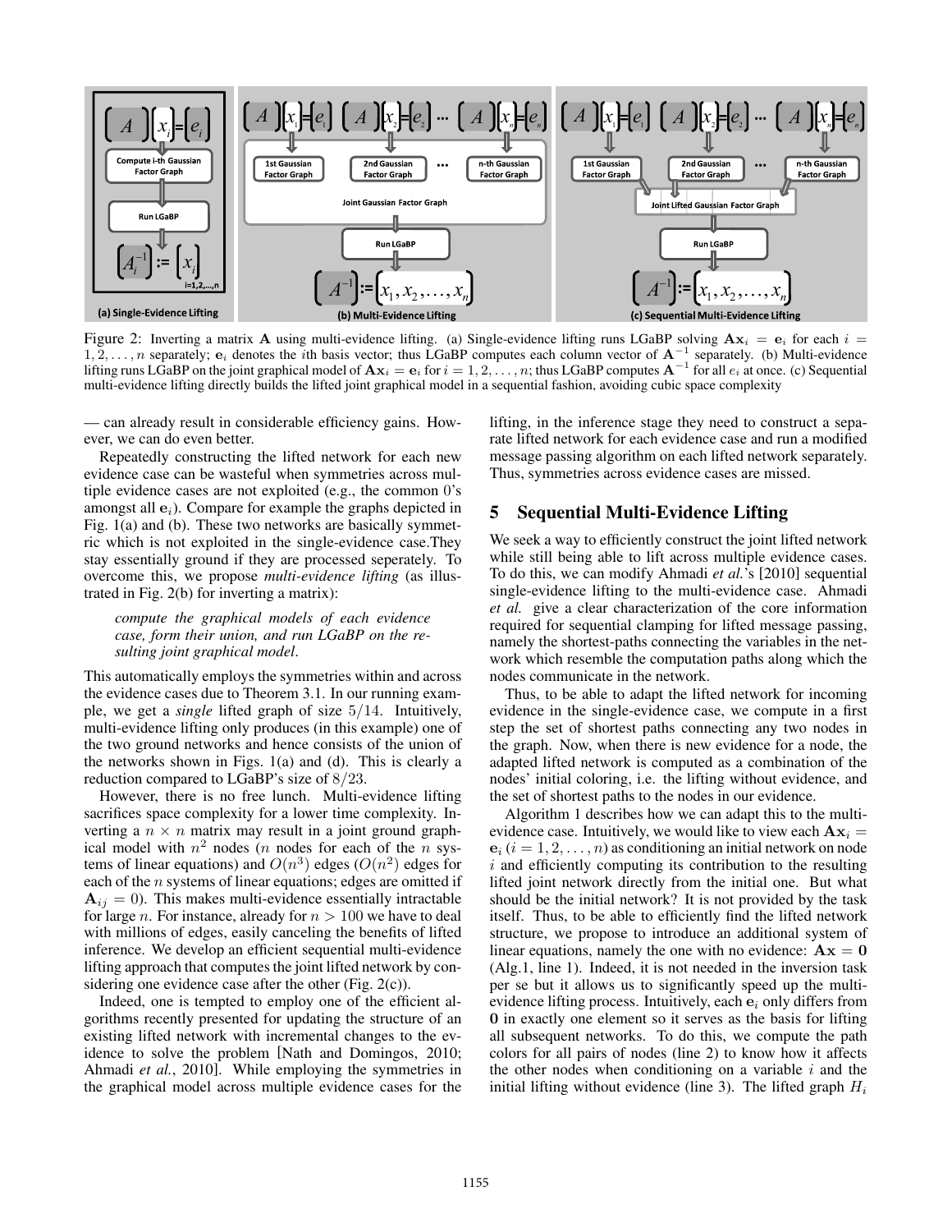Figure 2: Inverting a matrix $\mathbf{A}$ using multi-evidence lifting. (a) Single-evidence lifting runs LGaBP solving $\mathbf{A}\mathbf{x}_i = \mathbf{e}_i$ for each $i = 1, 2, \ldots, n$ separately; $\mathbf{e}_i$ denotes the $i$th basis vector; thus LGaBP computes each column vector of $\mathbf{A}^{-1}$ separately. (b) Multi-evidence lifting runs LGaBP on the joint graphical model of $\mathbf{A}\mathbf{x}_i = \mathbf{e}_i$ for $i = 1, 2, \ldots, n$; thus LGaBP computes $\mathbf{A}^{-1}$ for all $e_i$ at once. (c) Sequential multi-evidence lifting directly builds the lifted joint graphical model in a sequential fashion, avoiding cubic space complexity

— can already result in considerable efficiency gains. However, we can do even better.

Repeatedly constructing the lifted network for each new evidence case can be wasteful when symmetries across multiple evidence cases are not exploited (e.g., the common 0's amongst all $\mathbf{e}_i$). Compare for example the graphs depicted in Fig. 1(a) and (b). These two networks are basically symmetric which is not exploited in the single-evidence case.They stay essentially ground if they are processed seperately. To overcome this, we propose *multi-evidence lifting* (as illustrated in Fig. 2(b) for inverting a matrix):

> *compute the graphical models of each evidence case, form their union, and run LGaBP on the resulting joint graphical model.*

This automatically employs the symmetries within and across the evidence cases due to Theorem 3.1. In our running example, we get a *single* lifted graph of size $5/14$. Intuitively, multi-evidence lifting only produces (in this example) one of the two ground networks and hence consists of the union of the networks shown in Figs. 1(a) and (d). This is clearly a reduction compared to LGaBP's size of $8/23$.

However, there is no free lunch. Multi-evidence lifting sacrifices space complexity for a lower time complexity. Inverting a $n \times n$ matrix may result in a joint ground graphical model with $n^2$ nodes ($n$ nodes for each of the $n$ systems of linear equations) and $O(n^3)$ edges ($O(n^2)$ edges for each of the $n$ systems of linear equations; edges are omitted if $\mathbf{A}_{ij} = 0$). This makes multi-evidence essentially intractable for large $n$. For instance, already for $n > 100$ we have to deal with millions of edges, easily canceling the benefits of lifted inference. We develop an efficient sequential multi-evidence lifting approach that computes the joint lifted network by considering one evidence case after the other (Fig. 2(c)).

Indeed, one is tempted to employ one of the efficient algorithms recently presented for updating the structure of an existing lifted network with incremental changes to the evidence to solve the problem [Nath and Domingos, 2010; Ahmadi *et al.*, 2010]. While employing the symmetries in the graphical model across multiple evidence cases for the lifting, in the inference stage they need to construct a separate lifted network for each evidence case and run a modified message passing algorithm on each lifted network separately. Thus, symmetries across evidence cases are missed.

## 5 Sequential Multi-Evidence Lifting

We seek a way to efficiently construct the joint lifted network while still being able to lift across multiple evidence cases. To do this, we can modify Ahmadi *et al.*'s [2010] sequential single-evidence lifting to the multi-evidence case. Ahmadi *et al.* give a clear characterization of the core information required for sequential clamping for lifted message passing, namely the shortest-paths connecting the variables in the network which resemble the computation paths along which the nodes communicate in the network.

Thus, to be able to adapt the lifted network for incoming evidence in the single-evidence case, we compute in a first step the set of shortest paths connecting any two nodes in the graph. Now, when there is new evidence for a node, the adapted lifted network is computed as a combination of the nodes' initial coloring, i.e. the lifting without evidence, and the set of shortest paths to the nodes in our evidence.

Algorithm 1 describes how we can adapt this to the multi-evidence case. Intuitively, we would like to view each $\mathbf{A}\mathbf{x}_i = \mathbf{e}_i$ ($i = 1, 2, \ldots, n$) as conditioning an initial network on node $i$ and efficiently computing its contribution to the resulting lifted joint network directly from the initial one. But what should be the initial network? It is not provided by the task itself. Thus, to be able to efficiently find the lifted network structure, we propose to introduce an additional system of linear equations, namely the one with no evidence: $\mathbf{A}\mathbf{x} = \mathbf{0}$ (Alg.1, line 1). Indeed, it is not needed in the inversion task per se but it allows us to significantly speed up the multi-evidence lifting process. Intuitively, each $\mathbf{e}_i$ only differs from $\mathbf{0}$ in exactly one element so it serves as the basis for lifting all subsequent networks. To do this, we compute the path colors for all pairs of nodes (line 2) to know how it affects the other nodes when conditioning on a variable $i$ and the initial lifting without evidence (line 3). The lifted graph $H_i$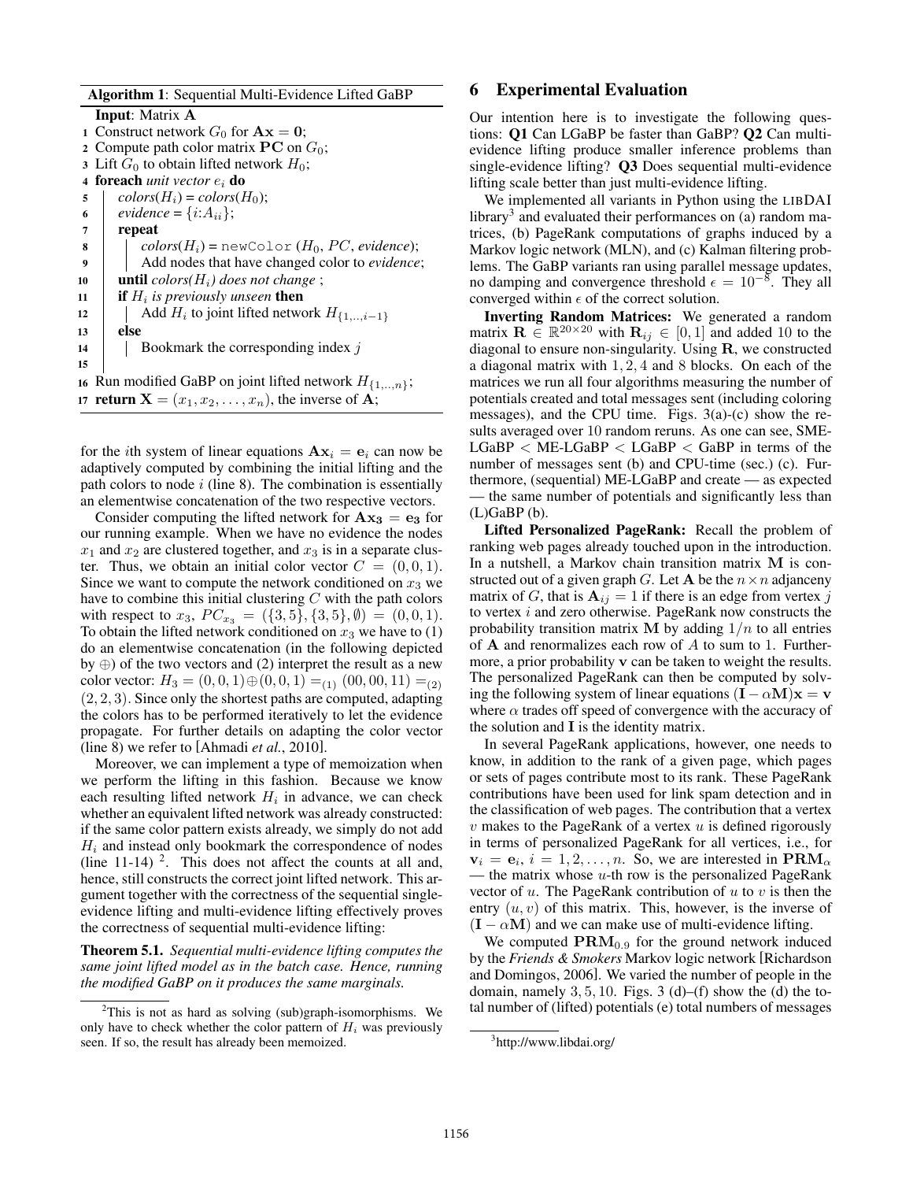**Algorithm 1**: Sequential Multi-Evidence Lifted GaBP

```
   Input: Matrix A
 1 Construct network G_0 for Ax = 0;
 2 Compute path color matrix PC on G_0;
 3 Lift G_0 to obtain lifted network H_0;
 4 foreach unit vector e_i do
 5     colors(H_i) = colors(H_0);
 6     evidence = {i:A_ii};
 7     repeat
 8         colors(H_i) = newColor (H_0, PC, evidence);
 9         Add nodes that have changed color to evidence;
10     until colors(H_i) does not change ;
11     if H_i is previously unseen then
12         Add H_i to joint lifted network H_{1,..,i-1}
13     else
14         Bookmark the corresponding index j
15
16 Run modified GaBP on joint lifted network H_{1,..,n};
17 return X = (x_1, x_2, ..., x_n), the inverse of A;
```

for the $i$th system of linear equations $\mathbf{A}\mathbf{x}_i = \mathbf{e}_i$ can now be adaptively computed by combining the initial lifting and the path colors to node $i$ (line 8). The combination is essentially an elementwise concatenation of the two respective vectors.

Consider computing the lifted network for $\mathbf{A}\mathbf{x_3} = \mathbf{e_3}$ for our running example. When we have no evidence the nodes $x_1$ and $x_2$ are clustered together, and $x_3$ is in a separate cluster. Thus, we obtain an initial color vector $C = (0, 0, 1)$. Since we want to compute the network conditioned on $x_3$ we have to combine this initial clustering $C$ with the path colors with respect to $x_3$, $PC_{x_3} = (\{3, 5\}, \{3, 5\}, \emptyset) = (0, 0, 1)$. To obtain the lifted network conditioned on $x_3$ we have to (1) do an elementwise concatenation (in the following depicted by $\oplus$) of the two vectors and (2) interpret the result as a new color vector: $H_3 = (0, 0, 1) \oplus (0, 0, 1) =_{(1)} (00, 00, 11) =_{(2)} (2, 2, 3)$. Since only the shortest paths are computed, adapting the colors has to be performed iteratively to let the evidence propagate. For further details on adapting the color vector (line 8) we refer to [Ahmadi *et al.*, 2010].

Moreover, we can implement a type of memoization when we perform the lifting in this fashion. Because we know each resulting lifted network $H_i$ in advance, we can check whether an equivalent lifted network was already constructed: if the same color pattern exists already, we simply do not add $H_i$ and instead only bookmark the correspondence of nodes (line 11-14) [2]. This does not affect the counts at all and, hence, still constructs the correct joint lifted network. This argument together with the correctness of the sequential single-evidence lifting and multi-evidence lifting effectively proves the correctness of sequential multi-evidence lifting:

**Theorem 5.1.** *Sequential multi-evidence lifting computes the same joint lifted model as in the batch case. Hence, running the modified GaBP on it produces the same marginals.*

[2] This is not as hard as solving (sub)graph-isomorphisms. We only have to check whether the color pattern of $H_i$ was previously seen. If so, the result has already been memoized.

## 6 Experimental Evaluation

Our intention here is to investigate the following questions: **Q1** Can LGaBP be faster than GaBP? **Q2** Can multi-evidence lifting produce smaller inference problems than single-evidence lifting? **Q3** Does sequential multi-evidence lifting scale better than just multi-evidence lifting.

We implemented all variants in Python using the LIBDAI library[3] and evaluated their performances on (a) random matrices, (b) PageRank computations of graphs induced by a Markov logic network (MLN), and (c) Kalman filtering problems. The GaBP variants ran using parallel message updates, no damping and convergence threshold $\epsilon = 10^{-8}$. They all converged within $\epsilon$ of the correct solution.

**Inverting Random Matrices:** We generated a random matrix $\mathbf{R} \in \mathbb{R}^{20\times 20}$ with $\mathbf{R}_{ij} \in [0, 1]$ and added 10 to the diagonal to ensure non-singularity. Using $\mathbf{R}$, we constructed a diagonal matrix with 1, 2, 4 and 8 blocks. On each of the matrices we run all four algorithms measuring the number of potentials created and total messages sent (including coloring messages), and the CPU time. Figs. 3(a)-(c) show the results averaged over 10 random reruns. As one can see, SME-LGaBP < ME-LGaBP < LGaBP < GaBP in terms of the number of messages sent (b) and CPU-time (sec.) (c). Furthermore, (sequential) ME-LGaBP and create — as expected — the same number of potentials and significantly less than (L)GaBP (b).

**Lifted Personalized PageRank:** Recall the problem of ranking web pages already touched upon in the introduction. In a nutshell, a Markov chain transition matrix $\mathbf{M}$ is constructed out of a given graph $G$. Let $\mathbf{A}$ be the $n \times n$ adjanceny matrix of $G$, that is $\mathbf{A}_{ij} = 1$ if there is an edge from vertex $j$ to vertex $i$ and zero otherwise. PageRank now constructs the probability transition matrix $\mathbf{M}$ by adding $1/n$ to all entries of $\mathbf{A}$ and renormalizes each row of $A$ to sum to 1. Furthermore, a prior probability $\mathbf{v}$ can be taken to weight the results. The personalized PageRank can then be computed by solving the following system of linear equations $(\mathbf{I} - \alpha\mathbf{M})\mathbf{x} = \mathbf{v}$ where $\alpha$ trades off speed of convergence with the accuracy of the solution and $\mathbf{I}$ is the identity matrix.

In several PageRank applications, however, one needs to know, in addition to the rank of a given page, which pages or sets of pages contribute most to its rank. These PageRank contributions have been used for link spam detection and in the classification of web pages. The contribution that a vertex $v$ makes to the PageRank of a vertex $u$ is defined rigorously in terms of personalized PageRank for all vertices, i.e., for $\mathbf{v}_i = \mathbf{e}_i$, $i = 1, 2, \ldots, n$. So, we are interested in $\mathbf{PRM}_\alpha$ — the matrix whose $u$-th row is the personalized PageRank vector of $u$. The PageRank contribution of $u$ to $v$ is then the entry $(u, v)$ of this matrix. This, however, is the inverse of $(\mathbf{I} - \alpha\mathbf{M})$ and we can make use of multi-evidence lifting.

We computed $\mathbf{PRM}_{0.9}$ for the ground network induced by the *Friends & Smokers* Markov logic network [Richardson and Domingos, 2006]. We varied the number of people in the domain, namely 3, 5, 10. Figs. 3 (d)–(f) show the (d) the total number of (lifted) potentials (e) total numbers of messages

[3] http://www.libdai.org/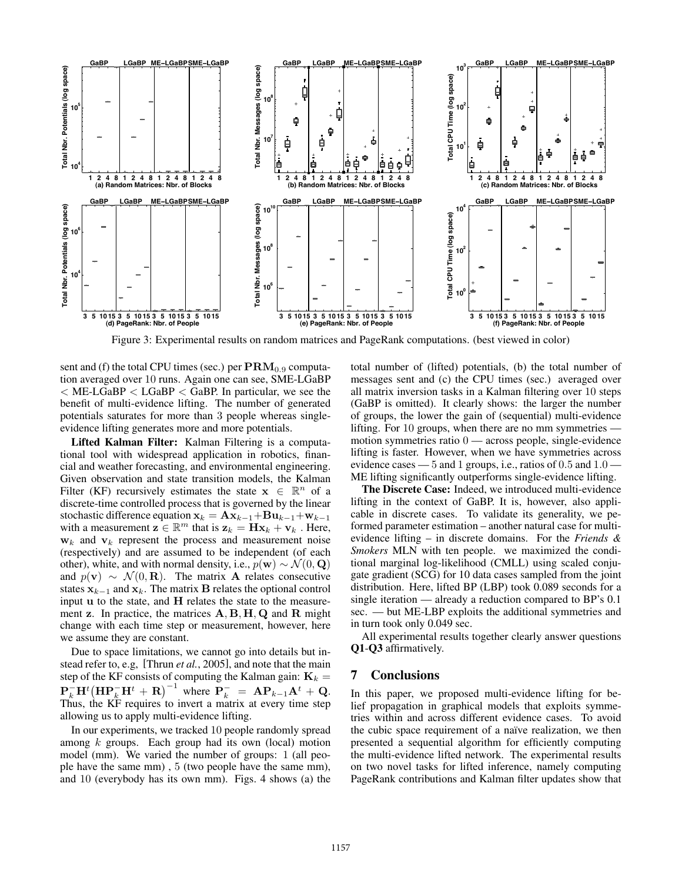Figure 3: Experimental results on random matrices and PageRank computations. (best viewed in color)

sent and (f) the total CPU times (sec.) per $\mathbf{PRM}_{0.9}$ computation averaged over 10 runs. Again one can see, SME-LGaBP < ME-LGaBP < LGaBP < GaBP. In particular, we see the benefit of multi-evidence lifting. The number of generated potentials saturates for more than 3 people whereas single-evidence lifting generates more and more potentials.

**Lifted Kalman Filter:** Kalman Filtering is a computational tool with widespread application in robotics, financial and weather forecasting, and environmental engineering. Given observation and state transition models, the Kalman Filter (KF) recursively estimates the state $\mathbf{x} \in \mathbb{R}^n$ of a discrete-time controlled process that is governed by the linear stochastic difference equation $\mathbf{x}_k = \mathbf{A}\mathbf{x}_{k-1} + \mathbf{B}\mathbf{u}_{k-1} + \mathbf{w}_{k-1}$ with a measurement $\mathbf{z} \in \mathbb{R}^m$ that is $\mathbf{z}_k = \mathbf{H}\mathbf{x}_k + \mathbf{v}_k$ . Here, $\mathbf{w}_k$ and $\mathbf{v}_k$ represent the process and measurement noise (respectively) and are assumed to be independent (of each other), white, and with normal density, i.e., $p(\mathbf{w}) \sim \mathcal{N}(0, \mathbf{Q})$ and $p(\mathbf{v}) \sim \mathcal{N}(0, \mathbf{R})$. The matrix $\mathbf{A}$ relates consecutive states $\mathbf{x}_{k-1}$ and $\mathbf{x}_k$. The matrix $\mathbf{B}$ relates the optional control input $\mathbf{u}$ to the state, and $\mathbf{H}$ relates the state to the measurement $\mathbf{z}$. In practice, the matrices $\mathbf{A}, \mathbf{B}, \mathbf{H}, \mathbf{Q}$ and $\mathbf{R}$ might change with each time step or measurement, however, here we assume they are constant.

Due to space limitations, we cannot go into details but instead refer to, e.g, [Thrun *et al.*, 2005], and note that the main step of the KF consists of computing the Kalman gain: $\mathbf{K}_k = \mathbf{P}_k^- \mathbf{H}^t \big(\mathbf{H}\mathbf{P}_k^- \mathbf{H}^t + \mathbf{R}\big)^{-1}$ where $\mathbf{P}_k^- = \mathbf{A}\mathbf{P}_{k-1}\mathbf{A}^t + \mathbf{Q}$. Thus, the KF requires to invert a matrix at every time step allowing us to apply multi-evidence lifting.

In our experiments, we tracked 10 people randomly spread among $k$ groups. Each group had its own (local) motion model (mm). We varied the number of groups: 1 (all people have the same mm) , 5 (two people have the same mm), and 10 (everybody has its own mm). Figs. 4 shows (a) the total number of (lifted) potentials, (b) the total number of messages sent and (c) the CPU times (sec.) averaged over all matrix inversion tasks in a Kalman filtering over 10 steps (GaBP is omitted). It clearly shows: the larger the number of groups, the lower the gain of (sequential) multi-evidence lifting. For 10 groups, when there are no mm symmetries — motion symmetries ratio 0 — across people, single-evidence lifting is faster. However, when we have symmetries across evidence cases — 5 and 1 groups, i.e., ratios of 0.5 and 1.0 — ME lifting significantly outperforms single-evidence lifting.

**The Discrete Case:** Indeed, we introduced multi-evidence lifting in the context of GaBP. It is, however, also applicable in discrete cases. To validate its generality, we peformed parameter estimation – another natural case for multi-evidence lifting – in discrete domains. For the *Friends & Smokers* MLN with ten people. we maximized the conditional marginal log-likelihood (CMLL) using scaled conjugate gradient (SCG) for 10 data cases sampled from the joint distribution. Here, lifted BP (LBP) took 0.089 seconds for a single iteration — already a reduction compared to BP's 0.1 sec. — but ME-LBP exploits the additional symmetries and in turn took only 0.049 sec.

All experimental results together clearly answer questions **Q1**-**Q3** affirmatively.

## 7 Conclusions

In this paper, we proposed multi-evidence lifting for belief propagation in graphical models that exploits symmetries within and across different evidence cases. To avoid the cubic space requirement of a naïve realization, we then presented a sequential algorithm for efficiently computing the multi-evidence lifted network. The experimental results on two novel tasks for lifted inference, namely computing PageRank contributions and Kalman filter updates show that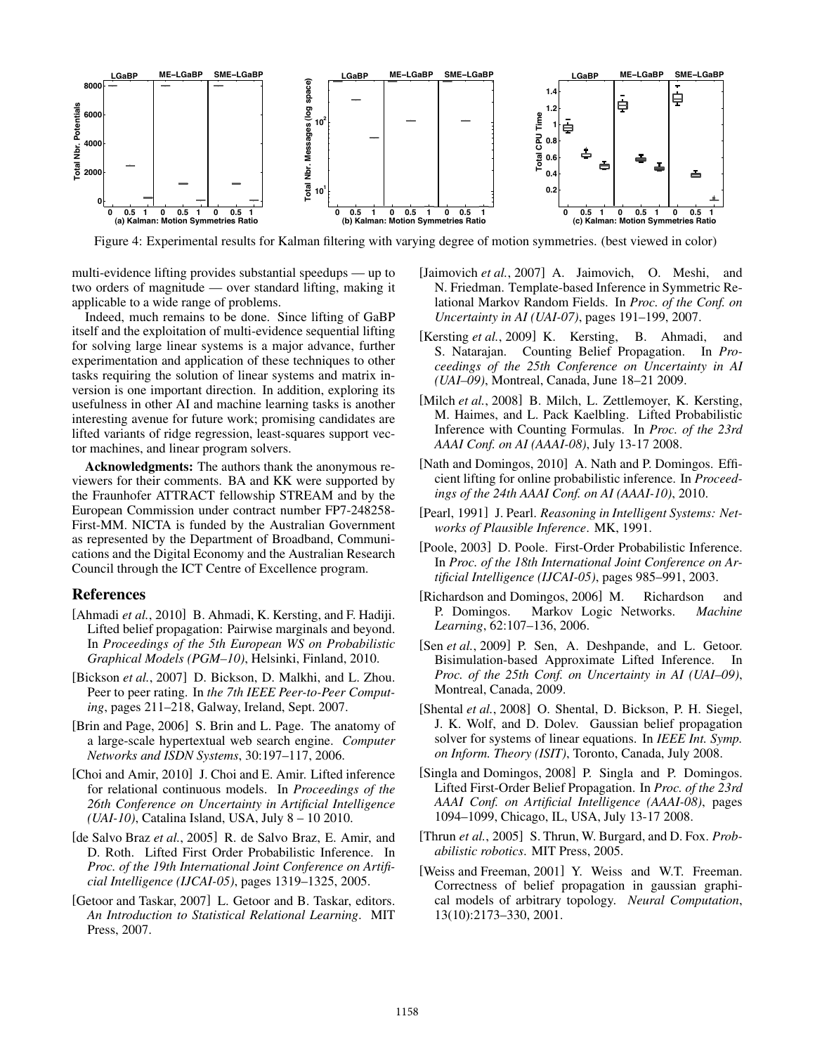LGaBP ME–LGaBP SME–LGaBP

Total Nbr. Potentials

8000
6000
4000
2000
0

0 0.5 1 0 0.5 1 0 0.5 1
(a) Kalman: Motion Symmetries Ratio

LGaBP ME–LGaBP SME–LGaBP

Total Nbr. Messages (log space)

$10^2$
$10^1$

0 0.5 1 0 0.5 1 0 0.5 1
(b) Kalman: Motion Symmetries Ratio

LGaBP ME–LGaBP SME–LGaBP

Total CPU Time

1.4
1.2
1
0.8
0.6
0.4
0.2

0 0.5 1 0 0.5 1 0 0.5 1
(c) Kalman: Motion Symmetries Ratio

Figure 4: Experimental results for Kalman filtering with varying degree of motion symmetries. (best viewed in color)

multi-evidence lifting provides substantial speedups — up to two orders of magnitude — over standard lifting, making it applicable to a wide range of problems.

Indeed, much remains to be done. Since lifting of GaBP itself and the exploitation of multi-evidence sequential lifting for solving large linear systems is a major advance, further experimentation and application of these techniques to other tasks requiring the solution of linear systems and matrix inversion is one important direction. In addition, exploring its usefulness in other AI and machine learning tasks is another interesting avenue for future work; promising candidates are lifted variants of ridge regression, least-squares support vector machines, and linear program solvers.

**Acknowledgments:** The authors thank the anonymous reviewers for their comments. BA and KK were supported by the Fraunhofer ATTRACT fellowship STREAM and by the European Commission under contract number FP7-248258-First-MM. NICTA is funded by the Australian Government as represented by the Department of Broadband, Communications and the Digital Economy and the Australian Research Council through the ICT Centre of Excellence program.

## References

[Ahmadi *et al.*, 2010] B. Ahmadi, K. Kersting, and F. Hadiji. Lifted belief propagation: Pairwise marginals and beyond. In *Proceedings of the 5th European WS on Probabilistic Graphical Models (PGM–10)*, Helsinki, Finland, 2010.

[Bickson *et al.*, 2007] D. Bickson, D. Malkhi, and L. Zhou. Peer to peer rating. In *the 7th IEEE Peer-to-Peer Computing*, pages 211–218, Galway, Ireland, Sept. 2007.

[Brin and Page, 2006] S. Brin and L. Page. The anatomy of a large-scale hypertextual web search engine. *Computer Networks and ISDN Systems*, 30:197–117, 2006.

[Choi and Amir, 2010] J. Choi and E. Amir. Lifted inference for relational continuous models. In *Proceedings of the 26th Conference on Uncertainty in Artificial Intelligence (UAI-10)*, Catalina Island, USA, July 8 – 10 2010.

[de Salvo Braz *et al.*, 2005] R. de Salvo Braz, E. Amir, and D. Roth. Lifted First Order Probabilistic Inference. In *Proc. of the 19th International Joint Conference on Artificial Intelligence (IJCAI-05)*, pages 1319–1325, 2005.

[Getoor and Taskar, 2007] L. Getoor and B. Taskar, editors. *An Introduction to Statistical Relational Learning*. MIT Press, 2007.

[Jaimovich *et al.*, 2007] A. Jaimovich, O. Meshi, and N. Friedman. Template-based Inference in Symmetric Relational Markov Random Fields. In *Proc. of the Conf. on Uncertainty in AI (UAI-07)*, pages 191–199, 2007.

[Kersting *et al.*, 2009] K. Kersting, B. Ahmadi, and S. Natarajan. Counting Belief Propagation. In *Proceedings of the 25th Conference on Uncertainty in AI (UAI–09)*, Montreal, Canada, June 18–21 2009.

[Milch *et al.*, 2008] B. Milch, L. Zettlemoyer, K. Kersting, M. Haimes, and L. Pack Kaelbling. Lifted Probabilistic Inference with Counting Formulas. In *Proc. of the 23rd AAAI Conf. on AI (AAAI-08)*, July 13-17 2008.

[Nath and Domingos, 2010] A. Nath and P. Domingos. Efficient lifting for online probabilistic inference. In *Proceedings of the 24th AAAI Conf. on AI (AAAI-10)*, 2010.

[Pearl, 1991] J. Pearl. *Reasoning in Intelligent Systems: Networks of Plausible Inference*. MK, 1991.

[Poole, 2003] D. Poole. First-Order Probabilistic Inference. In *Proc. of the 18th International Joint Conference on Artificial Intelligence (IJCAI-05)*, pages 985–991, 2003.

[Richardson and Domingos, 2006] M. Richardson and P. Domingos. Markov Logic Networks. *Machine Learning*, 62:107–136, 2006.

[Sen *et al.*, 2009] P. Sen, A. Deshpande, and L. Getoor. Bisimulation-based Approximate Lifted Inference. In *Proc. of the 25th Conf. on Uncertainty in AI (UAI–09)*, Montreal, Canada, 2009.

[Shental *et al.*, 2008] O. Shental, D. Bickson, P. H. Siegel, J. K. Wolf, and D. Dolev. Gaussian belief propagation solver for systems of linear equations. In *IEEE Int. Symp. on Inform. Theory (ISIT)*, Toronto, Canada, July 2008.

[Singla and Domingos, 2008] P. Singla and P. Domingos. Lifted First-Order Belief Propagation. In *Proc. of the 23rd AAAI Conf. on Artificial Intelligence (AAAI-08)*, pages 1094–1099, Chicago, IL, USA, July 13-17 2008.

[Thrun *et al.*, 2005] S. Thrun, W. Burgard, and D. Fox. *Probabilistic robotics*. MIT Press, 2005.

[Weiss and Freeman, 2001] Y. Weiss and W.T. Freeman. Correctness of belief propagation in gaussian graphical models of arbitrary topology. *Neural Computation*, 13(10):2173–330, 2001.